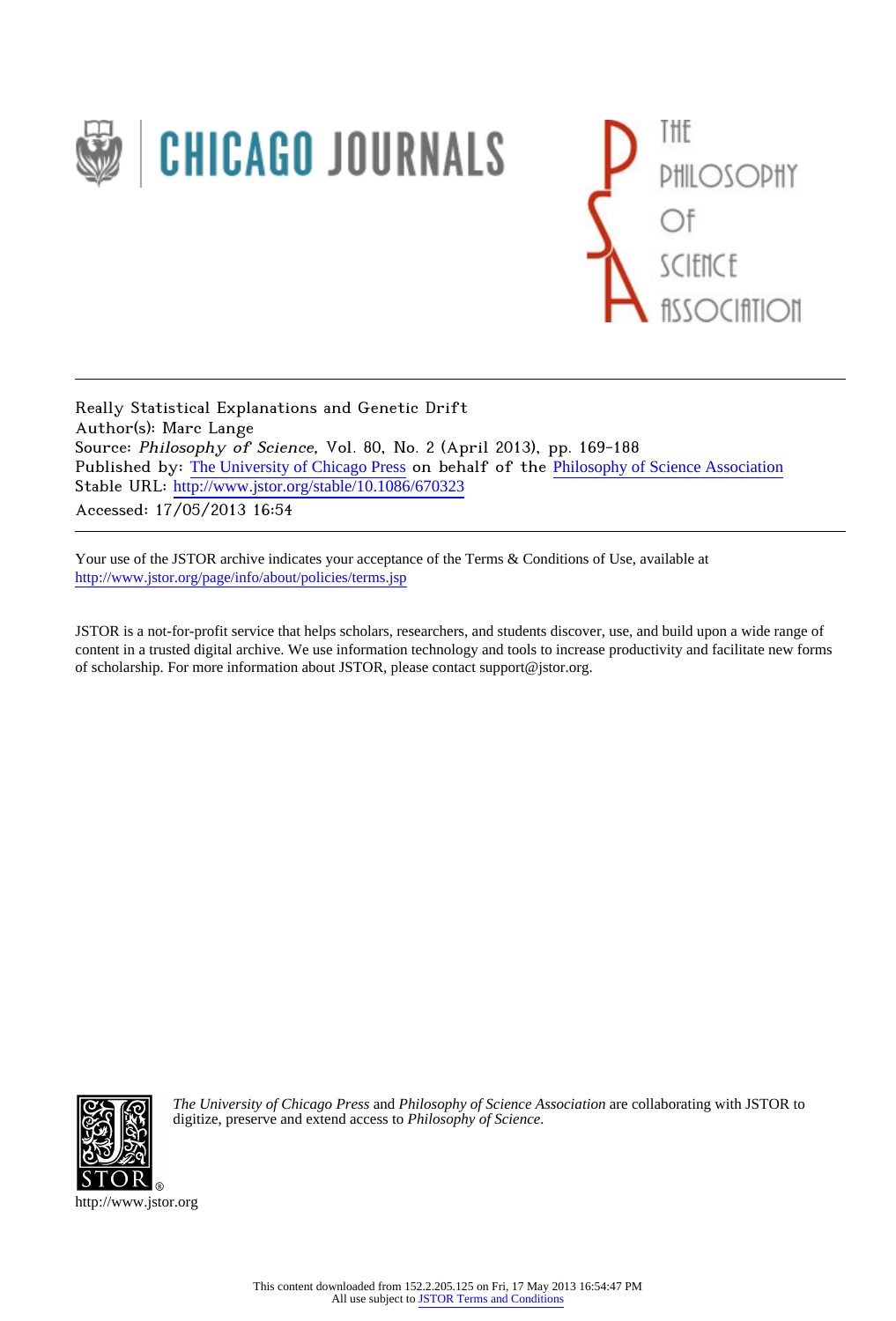Really Statistical Explanations and Genetic Drift
Author(s): Marc Lange
Source: *Philosophy of Science*, Vol. 80, No. 2 (April 2013), pp. 169-188
Published by: The University of Chicago Press on behalf of the Philosophy of Science Association
Stable URL: http://www.jstor.org/stable/10.1086/670323
Accessed: 17/05/2013 16:54

Your use of the JSTOR archive indicates your acceptance of the Terms & Conditions of Use, available at
http://www.jstor.org/page/info/about/policies/terms.jsp

JSTOR is a not-for-profit service that helps scholars, researchers, and students discover, use, and build upon a wide range of content in a trusted digital archive. We use information technology and tools to increase productivity and facilitate new forms of scholarship. For more information about JSTOR, please contact support@jstor.org.

*The University of Chicago Press* and *Philosophy of Science Association* are collaborating with JSTOR to digitize, preserve and extend access to *Philosophy of Science*.

http://www.jstor.org

This content downloaded from 152.2.205.125 on Fri, 17 May 2013 16:54:47 PM
All use subject to JSTOR Terms and Conditions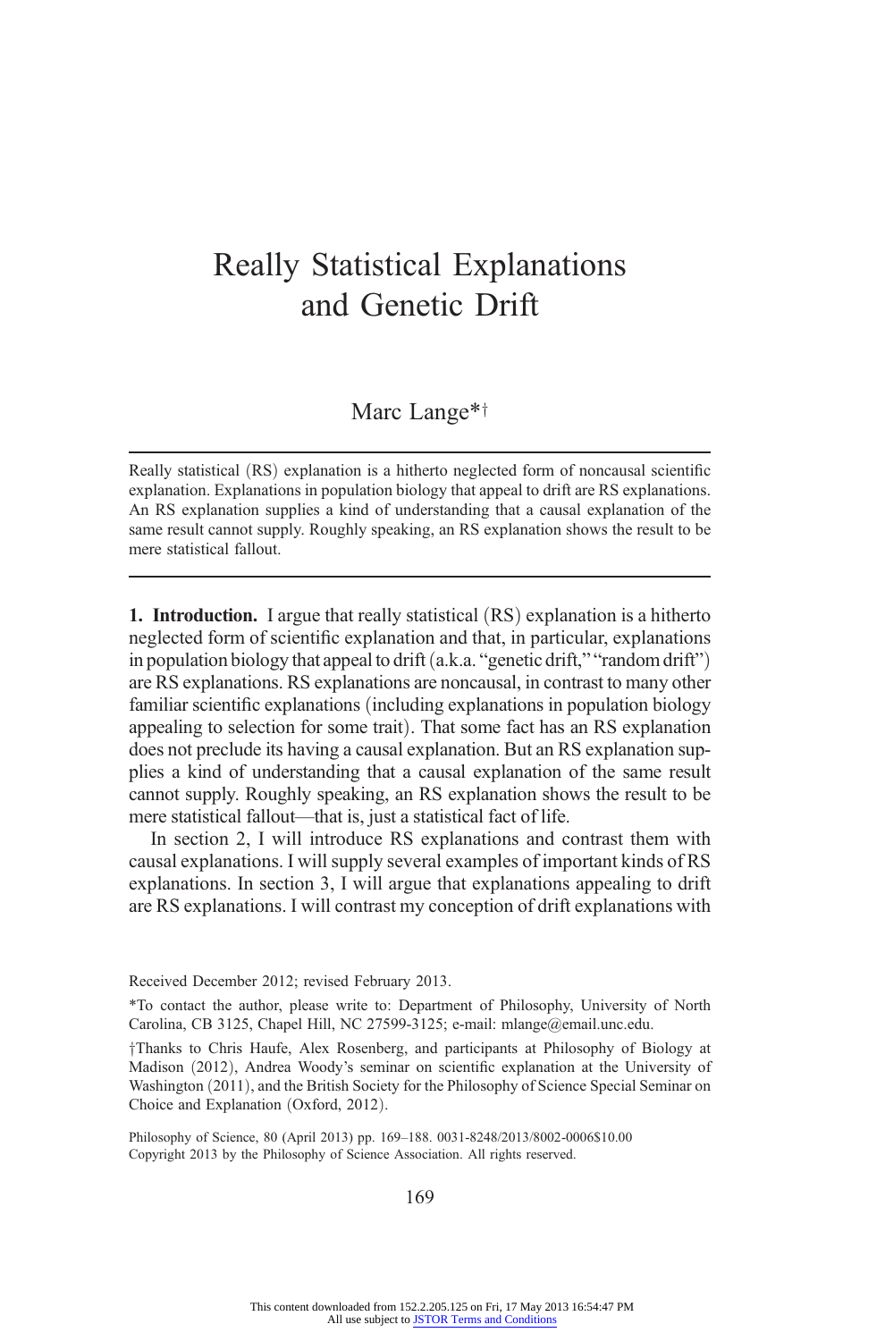# Really Statistical Explanations and Genetic Drift

Marc Lange*†

Really statistical (RS) explanation is a hitherto neglected form of noncausal scientific explanation. Explanations in population biology that appeal to drift are RS explanations. An RS explanation supplies a kind of understanding that a causal explanation of the same result cannot supply. Roughly speaking, an RS explanation shows the result to be mere statistical fallout.

**1. Introduction.** I argue that really statistical (RS) explanation is a hitherto neglected form of scientific explanation and that, in particular, explanations in population biology that appeal to drift (a.k.a. "genetic drift," "random drift") are RS explanations. RS explanations are noncausal, in contrast to many other familiar scientific explanations (including explanations in population biology appealing to selection for some trait). That some fact has an RS explanation does not preclude its having a causal explanation. But an RS explanation supplies a kind of understanding that a causal explanation of the same result cannot supply. Roughly speaking, an RS explanation shows the result to be mere statistical fallout—that is, just a statistical fact of life.

In section 2, I will introduce RS explanations and contrast them with causal explanations. I will supply several examples of important kinds of RS explanations. In section 3, I will argue that explanations appealing to drift are RS explanations. I will contrast my conception of drift explanations with

Received December 2012; revised February 2013.

*To contact the author, please write to: Department of Philosophy, University of North Carolina, CB 3125, Chapel Hill, NC 27599-3125; e-mail: mlange@email.unc.edu.

†Thanks to Chris Haufe, Alex Rosenberg, and participants at Philosophy of Biology at Madison (2012), Andrea Woody's seminar on scientific explanation at the University of Washington (2011), and the British Society for the Philosophy of Science Special Seminar on Choice and Explanation (Oxford, 2012).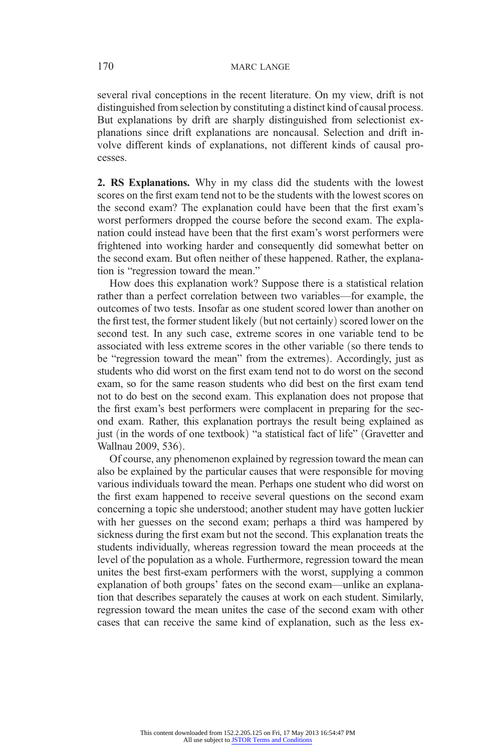several rival conceptions in the recent literature. On my view, drift is not distinguished from selection by constituting a distinct kind of causal process. But explanations by drift are sharply distinguished from selectionist explanations since drift explanations are noncausal. Selection and drift involve different kinds of explanations, not different kinds of causal processes.

**2. RS Explanations.** Why in my class did the students with the lowest scores on the first exam tend not to be the students with the lowest scores on the second exam? The explanation could have been that the first exam's worst performers dropped the course before the second exam. The explanation could instead have been that the first exam's worst performers were frightened into working harder and consequently did somewhat better on the second exam. But often neither of these happened. Rather, the explanation is "regression toward the mean."

How does this explanation work? Suppose there is a statistical relation rather than a perfect correlation between two variables—for example, the outcomes of two tests. Insofar as one student scored lower than another on the first test, the former student likely (but not certainly) scored lower on the second test. In any such case, extreme scores in one variable tend to be associated with less extreme scores in the other variable (so there tends to be "regression toward the mean" from the extremes). Accordingly, just as students who did worst on the first exam tend not to do worst on the second exam, so for the same reason students who did best on the first exam tend not to do best on the second exam. This explanation does not propose that the first exam's best performers were complacent in preparing for the second exam. Rather, this explanation portrays the result being explained as just (in the words of one textbook) "a statistical fact of life" (Gravetter and Wallnau 2009, 536).

Of course, any phenomenon explained by regression toward the mean can also be explained by the particular causes that were responsible for moving various individuals toward the mean. Perhaps one student who did worst on the first exam happened to receive several questions on the second exam concerning a topic she understood; another student may have gotten luckier with her guesses on the second exam; perhaps a third was hampered by sickness during the first exam but not the second. This explanation treats the students individually, whereas regression toward the mean proceeds at the level of the population as a whole. Furthermore, regression toward the mean unites the best first-exam performers with the worst, supplying a common explanation of both groups' fates on the second exam—unlike an explanation that describes separately the causes at work on each student. Similarly, regression toward the mean unites the case of the second exam with other cases that can receive the same kind of explanation, such as the less ex-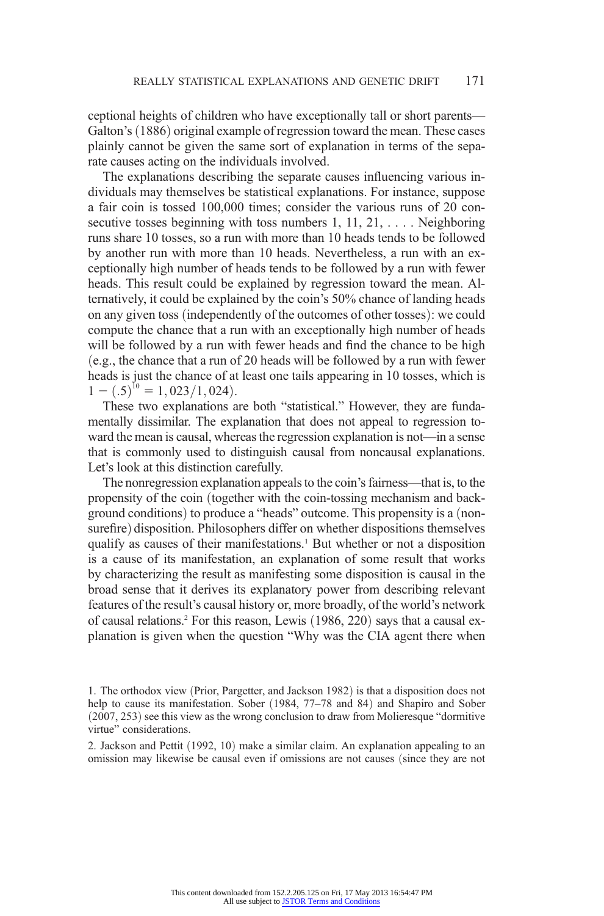ceptional heights of children who have exceptionally tall or short parents—Galton's (1886) original example of regression toward the mean. These cases plainly cannot be given the same sort of explanation in terms of the separate causes acting on the individuals involved.

The explanations describing the separate causes influencing various individuals may themselves be statistical explanations. For instance, suppose a fair coin is tossed 100,000 times; consider the various runs of 20 consecutive tosses beginning with toss numbers 1, 11, 21, . . . . Neighboring runs share 10 tosses, so a run with more than 10 heads tends to be followed by another run with more than 10 heads. Nevertheless, a run with an exceptionally high number of heads tends to be followed by a run with fewer heads. This result could be explained by regression toward the mean. Alternatively, it could be explained by the coin's 50% chance of landing heads on any given toss (independently of the outcomes of other tosses): we could compute the chance that a run with an exceptionally high number of heads will be followed by a run with fewer heads and find the chance to be high (e.g., the chance that a run of 20 heads will be followed by a run with fewer heads is just the chance of at least one tails appearing in 10 tosses, which is $1 - (.5)^{10} = 1{,}023/1{,}024$).

These two explanations are both "statistical." However, they are fundamentally dissimilar. The explanation that does not appeal to regression toward the mean is causal, whereas the regression explanation is not—in a sense that is commonly used to distinguish causal from noncausal explanations. Let's look at this distinction carefully.

The nonregression explanation appeals to the coin's fairness—that is, to the propensity of the coin (together with the coin-tossing mechanism and background conditions) to produce a "heads" outcome. This propensity is a (nonsurefire) disposition. Philosophers differ on whether dispositions themselves qualify as causes of their manifestations.[1] But whether or not a disposition is a cause of its manifestation, an explanation of some result that works by characterizing the result as manifesting some disposition is causal in the broad sense that it derives its explanatory power from describing relevant features of the result's causal history or, more broadly, of the world's network of causal relations.[2] For this reason, Lewis (1986, 220) says that a causal explanation is given when the question "Why was the CIA agent there when

1. The orthodox view (Prior, Pargetter, and Jackson 1982) is that a disposition does not help to cause its manifestation. Sober (1984, 77–78 and 84) and Shapiro and Sober (2007, 253) see this view as the wrong conclusion to draw from Molieresque "dormitive virtue" considerations.

2. Jackson and Pettit (1992, 10) make a similar claim. An explanation appealing to an omission may likewise be causal even if omissions are not causes (since they are not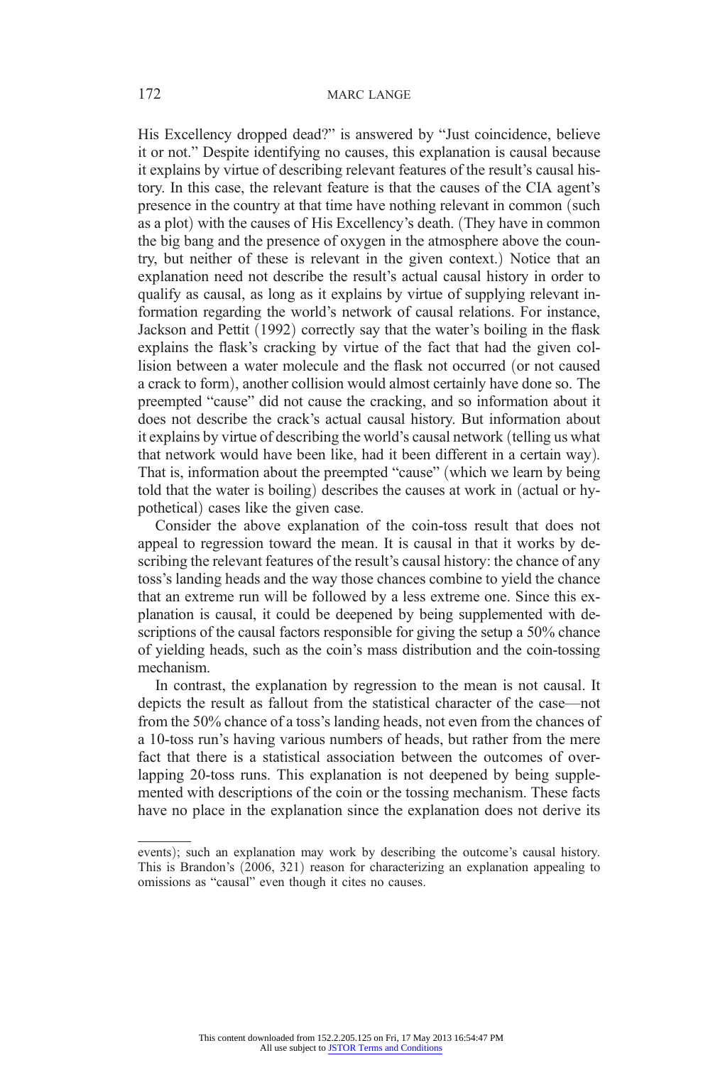His Excellency dropped dead?" is answered by "Just coincidence, believe it or not." Despite identifying no causes, this explanation is causal because it explains by virtue of describing relevant features of the result's causal history. In this case, the relevant feature is that the causes of the CIA agent's presence in the country at that time have nothing relevant in common (such as a plot) with the causes of His Excellency's death. (They have in common the big bang and the presence of oxygen in the atmosphere above the country, but neither of these is relevant in the given context.) Notice that an explanation need not describe the result's actual causal history in order to qualify as causal, as long as it explains by virtue of supplying relevant information regarding the world's network of causal relations. For instance, Jackson and Pettit (1992) correctly say that the water's boiling in the flask explains the flask's cracking by virtue of the fact that had the given collision between a water molecule and the flask not occurred (or not caused a crack to form), another collision would almost certainly have done so. The preempted "cause" did not cause the cracking, and so information about it does not describe the crack's actual causal history. But information about it explains by virtue of describing the world's causal network (telling us what that network would have been like, had it been different in a certain way). That is, information about the preempted "cause" (which we learn by being told that the water is boiling) describes the causes at work in (actual or hypothetical) cases like the given case.

Consider the above explanation of the coin-toss result that does not appeal to regression toward the mean. It is causal in that it works by describing the relevant features of the result's causal history: the chance of any toss's landing heads and the way those chances combine to yield the chance that an extreme run will be followed by a less extreme one. Since this explanation is causal, it could be deepened by being supplemented with descriptions of the causal factors responsible for giving the setup a 50% chance of yielding heads, such as the coin's mass distribution and the coin-tossing mechanism.

In contrast, the explanation by regression to the mean is not causal. It depicts the result as fallout from the statistical character of the case—not from the 50% chance of a toss's landing heads, not even from the chances of a 10-toss run's having various numbers of heads, but rather from the mere fact that there is a statistical association between the outcomes of overlapping 20-toss runs. This explanation is not deepened by being supplemented with descriptions of the coin or the tossing mechanism. These facts have no place in the explanation since the explanation does not derive its

events); such an explanation may work by describing the outcome's causal history. This is Brandon's (2006, 321) reason for characterizing an explanation appealing to omissions as "causal" even though it cites no causes.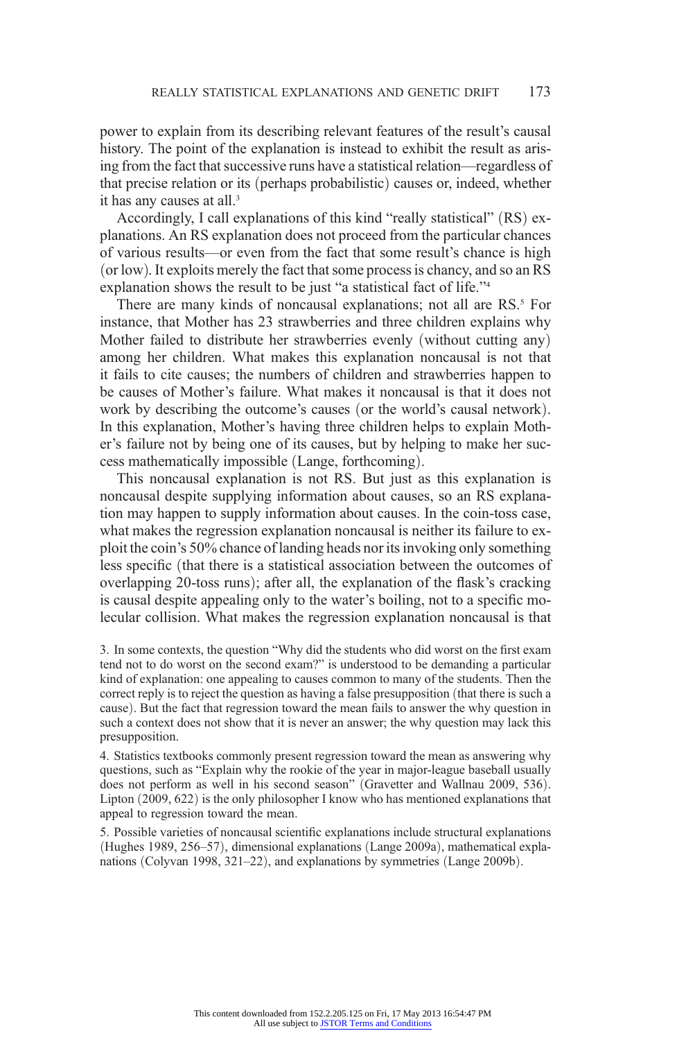power to explain from its describing relevant features of the result's causal history. The point of the explanation is instead to exhibit the result as arising from the fact that successive runs have a statistical relation—regardless of that precise relation or its (perhaps probabilistic) causes or, indeed, whether it has any causes at all.[3]

Accordingly, I call explanations of this kind "really statistical" (RS) explanations. An RS explanation does not proceed from the particular chances of various results—or even from the fact that some result's chance is high (or low). It exploits merely the fact that some process is chancy, and so an RS explanation shows the result to be just "a statistical fact of life."[4]

There are many kinds of noncausal explanations; not all are RS.[5] For instance, that Mother has 23 strawberries and three children explains why Mother failed to distribute her strawberries evenly (without cutting any) among her children. What makes this explanation noncausal is not that it fails to cite causes; the numbers of children and strawberries happen to be causes of Mother's failure. What makes it noncausal is that it does not work by describing the outcome's causes (or the world's causal network). In this explanation, Mother's having three children helps to explain Mother's failure not by being one of its causes, but by helping to make her success mathematically impossible (Lange, forthcoming).

This noncausal explanation is not RS. But just as this explanation is noncausal despite supplying information about causes, so an RS explanation may happen to supply information about causes. In the coin-toss case, what makes the regression explanation noncausal is neither its failure to exploit the coin's 50% chance of landing heads nor its invoking only something less specific (that there is a statistical association between the outcomes of overlapping 20-toss runs); after all, the explanation of the flask's cracking is causal despite appealing only to the water's boiling, not to a specific molecular collision. What makes the regression explanation noncausal is that

3. In some contexts, the question "Why did the students who did worst on the first exam tend not to do worst on the second exam?" is understood to be demanding a particular kind of explanation: one appealing to causes common to many of the students. Then the correct reply is to reject the question as having a false presupposition (that there is such a cause). But the fact that regression toward the mean fails to answer the why question in such a context does not show that it is never an answer; the why question may lack this presupposition.

4. Statistics textbooks commonly present regression toward the mean as answering why questions, such as "Explain why the rookie of the year in major-league baseball usually does not perform as well in his second season" (Gravetter and Wallnau 2009, 536). Lipton (2009, 622) is the only philosopher I know who has mentioned explanations that appeal to regression toward the mean.

5. Possible varieties of noncausal scientific explanations include structural explanations (Hughes 1989, 256–57), dimensional explanations (Lange 2009a), mathematical explanations (Colyvan 1998, 321–22), and explanations by symmetries (Lange 2009b).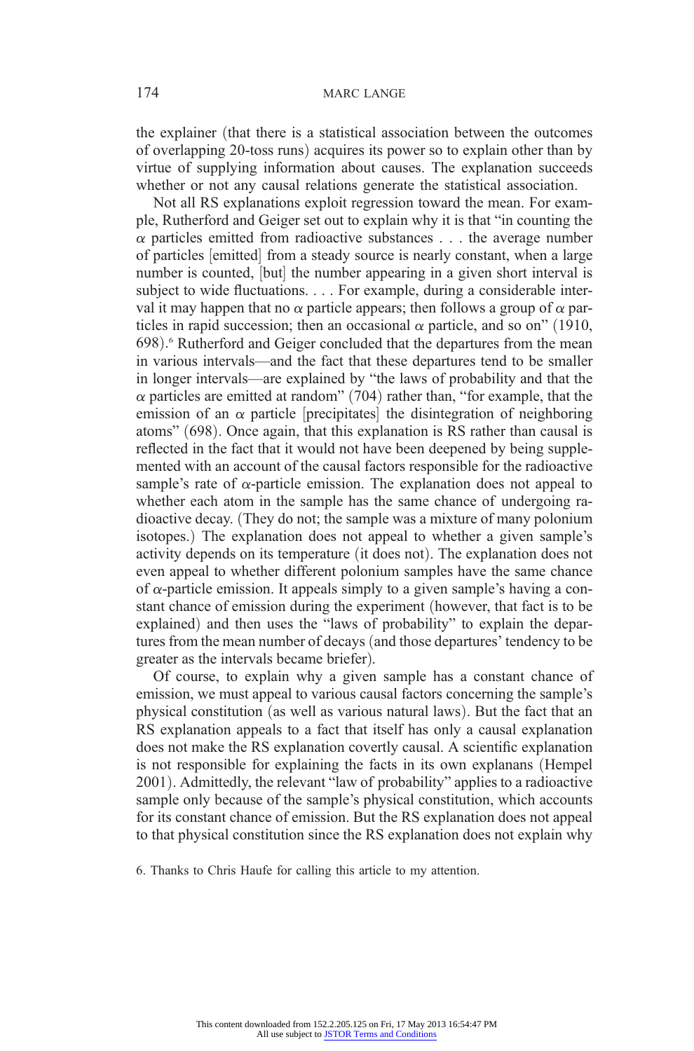the explainer (that there is a statistical association between the outcomes of overlapping 20-toss runs) acquires its power so to explain other than by virtue of supplying information about causes. The explanation succeeds whether or not any causal relations generate the statistical association.

Not all RS explanations exploit regression toward the mean. For example, Rutherford and Geiger set out to explain why it is that "in counting the $\alpha$ particles emitted from radioactive substances . . . the average number of particles [emitted] from a steady source is nearly constant, when a large number is counted, [but] the number appearing in a given short interval is subject to wide fluctuations. . . . For example, during a considerable interval it may happen that no $\alpha$ particle appears; then follows a group of $\alpha$ particles in rapid succession; then an occasional $\alpha$ particle, and so on" (1910, 698).[6] Rutherford and Geiger concluded that the departures from the mean in various intervals—and the fact that these departures tend to be smaller in longer intervals—are explained by "the laws of probability and that the $\alpha$ particles are emitted at random" (704) rather than, "for example, that the emission of an $\alpha$ particle [precipitates] the disintegration of neighboring atoms" (698). Once again, that this explanation is RS rather than causal is reflected in the fact that it would not have been deepened by being supplemented with an account of the causal factors responsible for the radioactive sample's rate of $\alpha$-particle emission. The explanation does not appeal to whether each atom in the sample has the same chance of undergoing radioactive decay. (They do not; the sample was a mixture of many polonium isotopes.) The explanation does not appeal to whether a given sample's activity depends on its temperature (it does not). The explanation does not even appeal to whether different polonium samples have the same chance of $\alpha$-particle emission. It appeals simply to a given sample's having a constant chance of emission during the experiment (however, that fact is to be explained) and then uses the "laws of probability" to explain the departures from the mean number of decays (and those departures' tendency to be greater as the intervals became briefer).

Of course, to explain why a given sample has a constant chance of emission, we must appeal to various causal factors concerning the sample's physical constitution (as well as various natural laws). But the fact that an RS explanation appeals to a fact that itself has only a causal explanation does not make the RS explanation covertly causal. A scientific explanation is not responsible for explaining the facts in its own explanans (Hempel 2001). Admittedly, the relevant "law of probability" applies to a radioactive sample only because of the sample's physical constitution, which accounts for its constant chance of emission. But the RS explanation does not appeal to that physical constitution since the RS explanation does not explain why

6. Thanks to Chris Haufe for calling this article to my attention.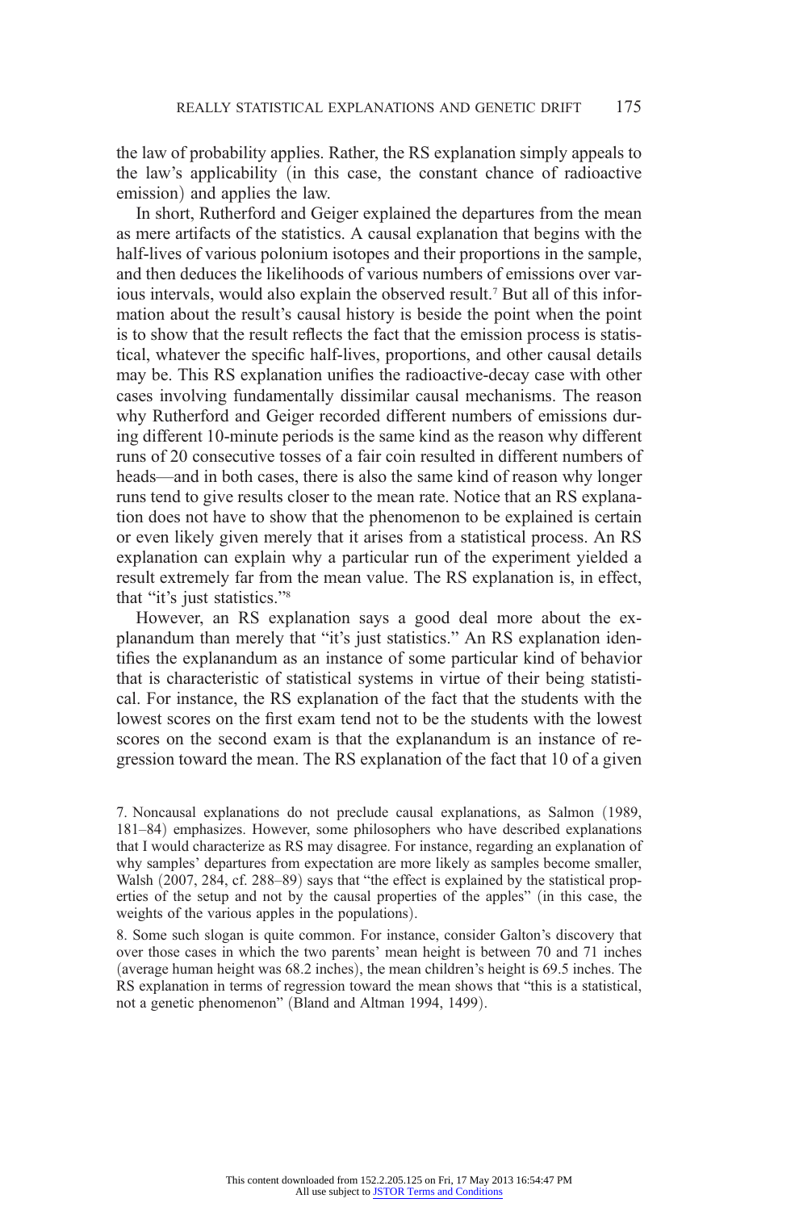the law of probability applies. Rather, the RS explanation simply appeals to the law's applicability (in this case, the constant chance of radioactive emission) and applies the law.

In short, Rutherford and Geiger explained the departures from the mean as mere artifacts of the statistics. A causal explanation that begins with the half-lives of various polonium isotopes and their proportions in the sample, and then deduces the likelihoods of various numbers of emissions over various intervals, would also explain the observed result.[7] But all of this information about the result's causal history is beside the point when the point is to show that the result reflects the fact that the emission process is statistical, whatever the specific half-lives, proportions, and other causal details may be. This RS explanation unifies the radioactive-decay case with other cases involving fundamentally dissimilar causal mechanisms. The reason why Rutherford and Geiger recorded different numbers of emissions during different 10-minute periods is the same kind as the reason why different runs of 20 consecutive tosses of a fair coin resulted in different numbers of heads—and in both cases, there is also the same kind of reason why longer runs tend to give results closer to the mean rate. Notice that an RS explanation does not have to show that the phenomenon to be explained is certain or even likely given merely that it arises from a statistical process. An RS explanation can explain why a particular run of the experiment yielded a result extremely far from the mean value. The RS explanation is, in effect, that "it's just statistics."[8]

However, an RS explanation says a good deal more about the explanandum than merely that "it's just statistics." An RS explanation identifies the explanandum as an instance of some particular kind of behavior that is characteristic of statistical systems in virtue of their being statistical. For instance, the RS explanation of the fact that the students with the lowest scores on the first exam tend not to be the students with the lowest scores on the second exam is that the explanandum is an instance of regression toward the mean. The RS explanation of the fact that 10 of a given

7. Noncausal explanations do not preclude causal explanations, as Salmon (1989, 181–84) emphasizes. However, some philosophers who have described explanations that I would characterize as RS may disagree. For instance, regarding an explanation of why samples' departures from expectation are more likely as samples become smaller, Walsh (2007, 284, cf. 288–89) says that "the effect is explained by the statistical properties of the setup and not by the causal properties of the apples" (in this case, the weights of the various apples in the populations).

8. Some such slogan is quite common. For instance, consider Galton's discovery that over those cases in which the two parents' mean height is between 70 and 71 inches (average human height was 68.2 inches), the mean children's height is 69.5 inches. The RS explanation in terms of regression toward the mean shows that "this is a statistical, not a genetic phenomenon" (Bland and Altman 1994, 1499).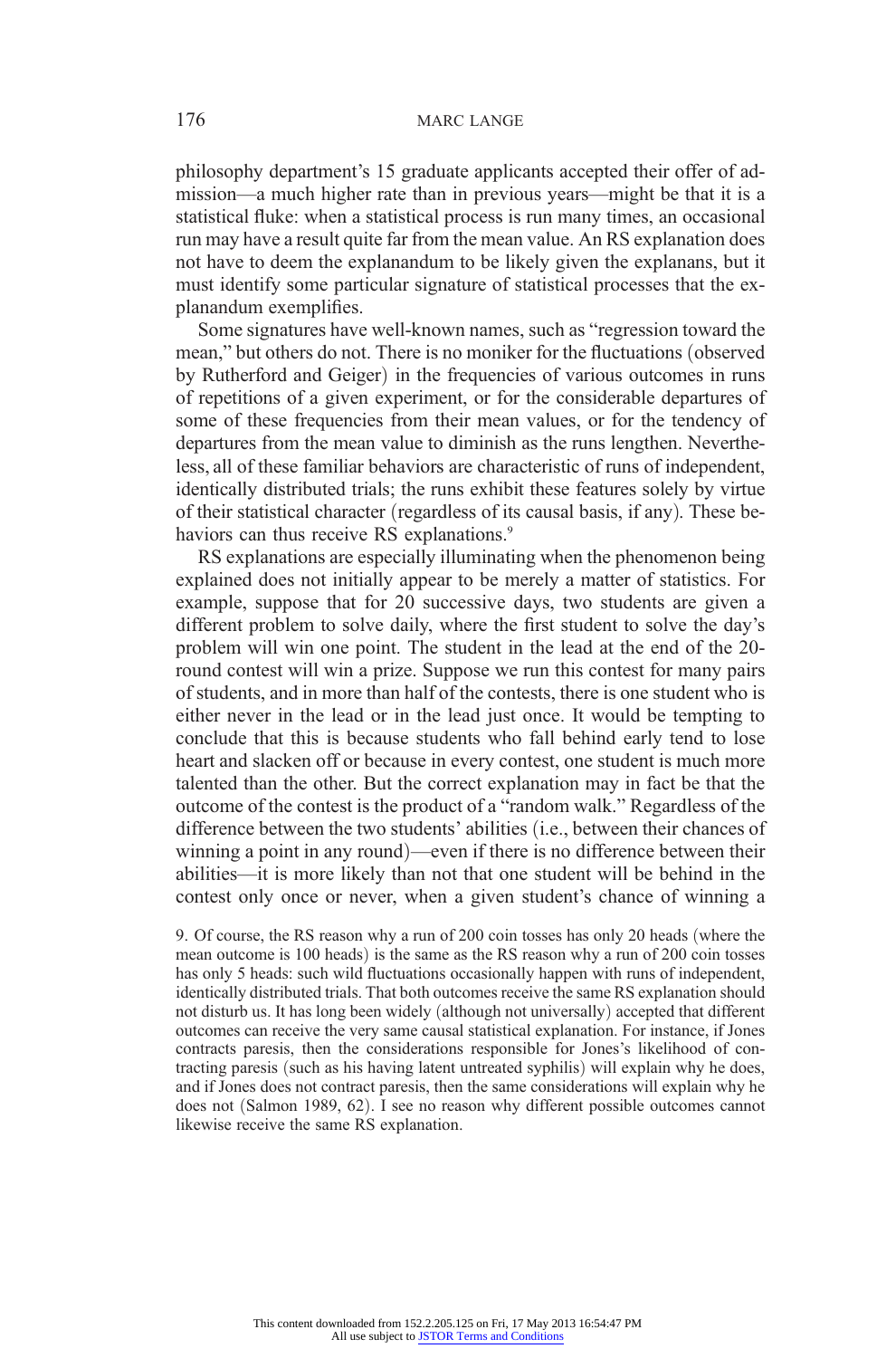philosophy department's 15 graduate applicants accepted their offer of admission—a much higher rate than in previous years—might be that it is a statistical fluke: when a statistical process is run many times, an occasional run may have a result quite far from the mean value. An RS explanation does not have to deem the explanandum to be likely given the explanans, but it must identify some particular signature of statistical processes that the explanandum exemplifies.

Some signatures have well-known names, such as "regression toward the mean," but others do not. There is no moniker for the fluctuations (observed by Rutherford and Geiger) in the frequencies of various outcomes in runs of repetitions of a given experiment, or for the considerable departures of some of these frequencies from their mean values, or for the tendency of departures from the mean value to diminish as the runs lengthen. Nevertheless, all of these familiar behaviors are characteristic of runs of independent, identically distributed trials; the runs exhibit these features solely by virtue of their statistical character (regardless of its causal basis, if any). These behaviors can thus receive RS explanations.[9]

RS explanations are especially illuminating when the phenomenon being explained does not initially appear to be merely a matter of statistics. For example, suppose that for 20 successive days, two students are given a different problem to solve daily, where the first student to solve the day's problem will win one point. The student in the lead at the end of the 20-round contest will win a prize. Suppose we run this contest for many pairs of students, and in more than half of the contests, there is one student who is either never in the lead or in the lead just once. It would be tempting to conclude that this is because students who fall behind early tend to lose heart and slacken off or because in every contest, one student is much more talented than the other. But the correct explanation may in fact be that the outcome of the contest is the product of a "random walk." Regardless of the difference between the two students' abilities (i.e., between their chances of winning a point in any round)—even if there is no difference between their abilities—it is more likely than not that one student will be behind in the contest only once or never, when a given student's chance of winning a

9. Of course, the RS reason why a run of 200 coin tosses has only 20 heads (where the mean outcome is 100 heads) is the same as the RS reason why a run of 200 coin tosses has only 5 heads: such wild fluctuations occasionally happen with runs of independent, identically distributed trials. That both outcomes receive the same RS explanation should not disturb us. It has long been widely (although not universally) accepted that different outcomes can receive the very same causal statistical explanation. For instance, if Jones contracts paresis, then the considerations responsible for Jones's likelihood of contracting paresis (such as his having latent untreated syphilis) will explain why he does, and if Jones does not contract paresis, then the same considerations will explain why he does not (Salmon 1989, 62). I see no reason why different possible outcomes cannot likewise receive the same RS explanation.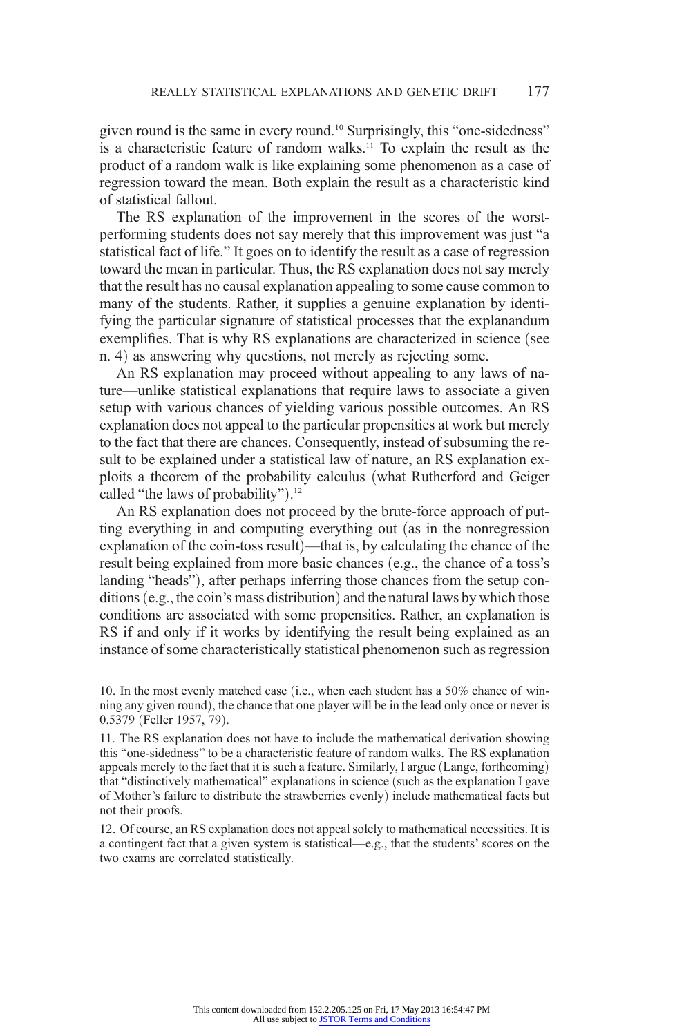given round is the same in every round.[10] Surprisingly, this "one-sidedness" is a characteristic feature of random walks.[11] To explain the result as the product of a random walk is like explaining some phenomenon as a case of regression toward the mean. Both explain the result as a characteristic kind of statistical fallout.

The RS explanation of the improvement in the scores of the worst-performing students does not say merely that this improvement was just "a statistical fact of life." It goes on to identify the result as a case of regression toward the mean in particular. Thus, the RS explanation does not say merely that the result has no causal explanation appealing to some cause common to many of the students. Rather, it supplies a genuine explanation by identifying the particular signature of statistical processes that the explanandum exemplifies. That is why RS explanations are characterized in science (see n. 4) as answering why questions, not merely as rejecting some.

An RS explanation may proceed without appealing to any laws of nature—unlike statistical explanations that require laws to associate a given setup with various chances of yielding various possible outcomes. An RS explanation does not appeal to the particular propensities at work but merely to the fact that there are chances. Consequently, instead of subsuming the result to be explained under a statistical law of nature, an RS explanation exploits a theorem of the probability calculus (what Rutherford and Geiger called "the laws of probability").[12]

An RS explanation does not proceed by the brute-force approach of putting everything in and computing everything out (as in the nonregression explanation of the coin-toss result)—that is, by calculating the chance of the result being explained from more basic chances (e.g., the chance of a toss's landing "heads"), after perhaps inferring those chances from the setup conditions (e.g., the coin's mass distribution) and the natural laws by which those conditions are associated with some propensities. Rather, an explanation is RS if and only if it works by identifying the result being explained as an instance of some characteristically statistical phenomenon such as regression

10. In the most evenly matched case (i.e., when each student has a 50% chance of winning any given round), the chance that one player will be in the lead only once or never is 0.5379 (Feller 1957, 79).

11. The RS explanation does not have to include the mathematical derivation showing this "one-sidedness" to be a characteristic feature of random walks. The RS explanation appeals merely to the fact that it is such a feature. Similarly, I argue (Lange, forthcoming) that "distinctively mathematical" explanations in science (such as the explanation I gave of Mother's failure to distribute the strawberries evenly) include mathematical facts but not their proofs.

12. Of course, an RS explanation does not appeal solely to mathematical necessities. It is a contingent fact that a given system is statistical—e.g., that the students' scores on the two exams are correlated statistically.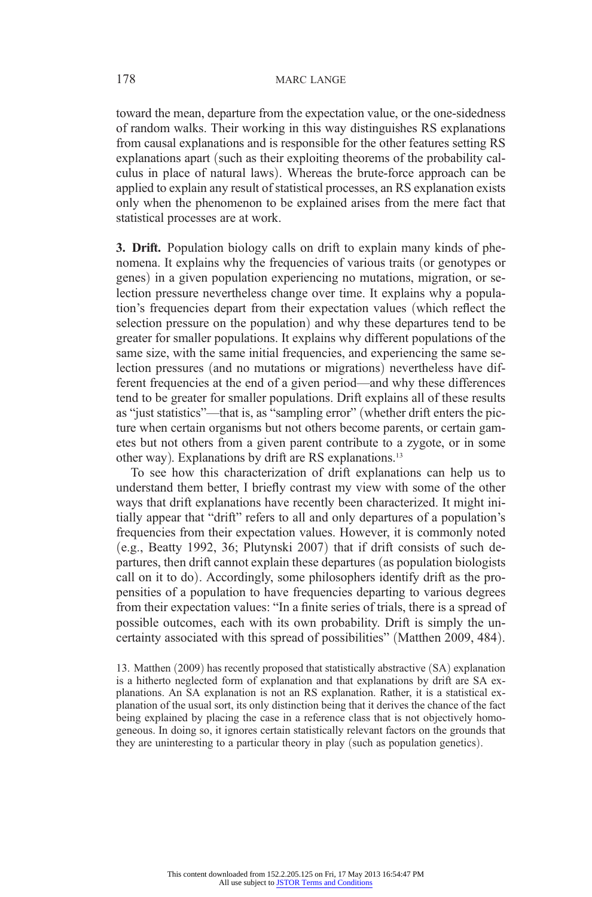toward the mean, departure from the expectation value, or the one-sidedness of random walks. Their working in this way distinguishes RS explanations from causal explanations and is responsible for the other features setting RS explanations apart (such as their exploiting theorems of the probability calculus in place of natural laws). Whereas the brute-force approach can be applied to explain any result of statistical processes, an RS explanation exists only when the phenomenon to be explained arises from the mere fact that statistical processes are at work.

**3. Drift.** Population biology calls on drift to explain many kinds of phenomena. It explains why the frequencies of various traits (or genotypes or genes) in a given population experiencing no mutations, migration, or selection pressure nevertheless change over time. It explains why a population's frequencies depart from their expectation values (which reflect the selection pressure on the population) and why these departures tend to be greater for smaller populations. It explains why different populations of the same size, with the same initial frequencies, and experiencing the same selection pressures (and no mutations or migrations) nevertheless have different frequencies at the end of a given period—and why these differences tend to be greater for smaller populations. Drift explains all of these results as "just statistics"—that is, as "sampling error" (whether drift enters the picture when certain organisms but not others become parents, or certain gametes but not others from a given parent contribute to a zygote, or in some other way). Explanations by drift are RS explanations.[13]

To see how this characterization of drift explanations can help us to understand them better, I briefly contrast my view with some of the other ways that drift explanations have recently been characterized. It might initially appear that "drift" refers to all and only departures of a population's frequencies from their expectation values. However, it is commonly noted (e.g., Beatty 1992, 36; Plutynski 2007) that if drift consists of such departures, then drift cannot explain these departures (as population biologists call on it to do). Accordingly, some philosophers identify drift as the propensities of a population to have frequencies departing to various degrees from their expectation values: "In a finite series of trials, there is a spread of possible outcomes, each with its own probability. Drift is simply the uncertainty associated with this spread of possibilities" (Matthen 2009, 484).

13. Matthen (2009) has recently proposed that statistically abstractive (SA) explanation is a hitherto neglected form of explanation and that explanations by drift are SA explanations. An SA explanation is not an RS explanation. Rather, it is a statistical explanation of the usual sort, its only distinction being that it derives the chance of the fact being explained by placing the case in a reference class that is not objectively homogeneous. In doing so, it ignores certain statistically relevant factors on the grounds that they are uninteresting to a particular theory in play (such as population genetics).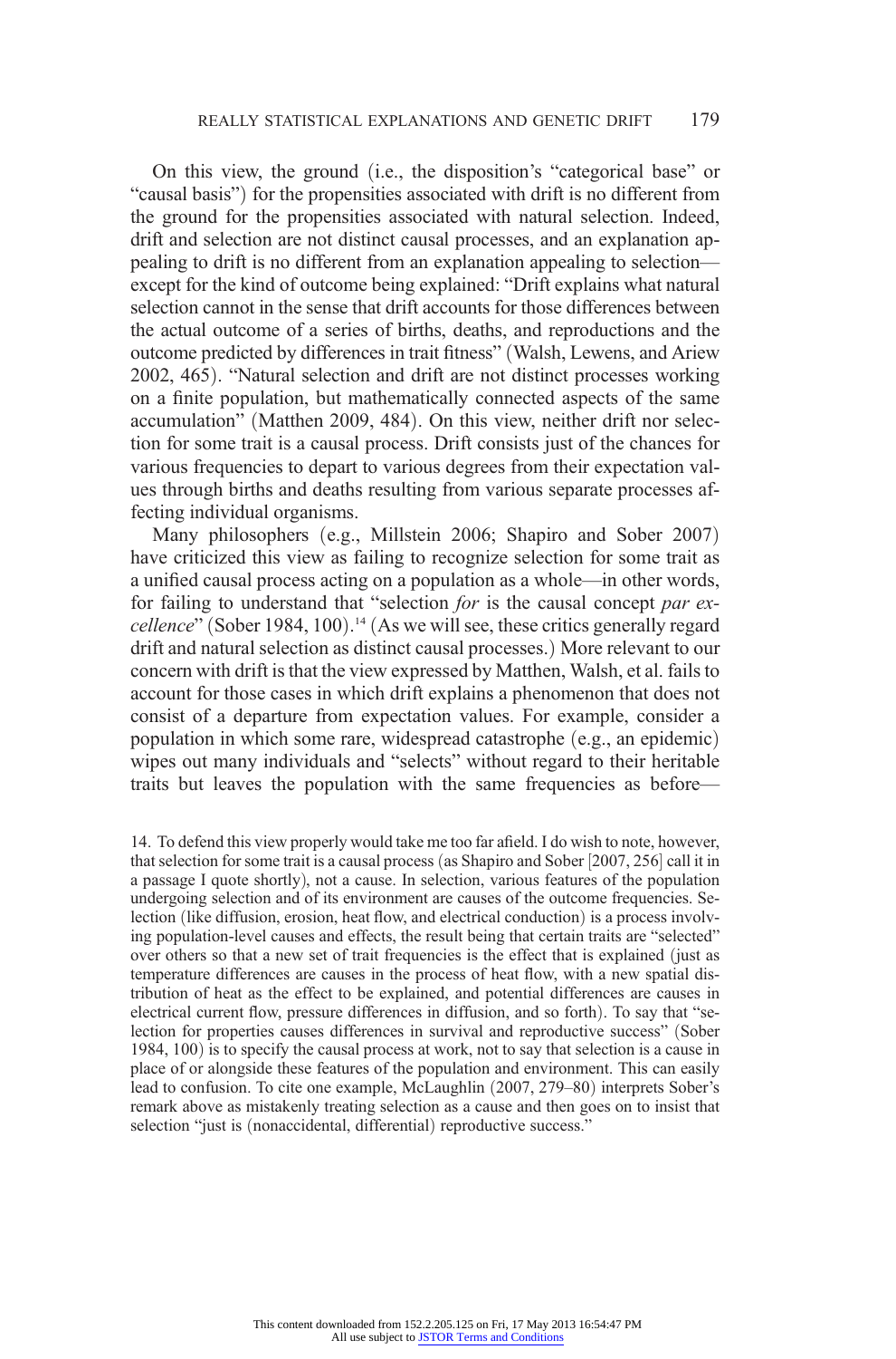On this view, the ground (i.e., the disposition's "categorical base" or "causal basis") for the propensities associated with drift is no different from the ground for the propensities associated with natural selection. Indeed, drift and selection are not distinct causal processes, and an explanation appealing to drift is no different from an explanation appealing to selection—except for the kind of outcome being explained: "Drift explains what natural selection cannot in the sense that drift accounts for those differences between the actual outcome of a series of births, deaths, and reproductions and the outcome predicted by differences in trait fitness" (Walsh, Lewens, and Ariew 2002, 465). "Natural selection and drift are not distinct processes working on a finite population, but mathematically connected aspects of the same accumulation" (Matthen 2009, 484). On this view, neither drift nor selection for some trait is a causal process. Drift consists just of the chances for various frequencies to depart to various degrees from their expectation values through births and deaths resulting from various separate processes affecting individual organisms.

Many philosophers (e.g., Millstein 2006; Shapiro and Sober 2007) have criticized this view as failing to recognize selection for some trait as a unified causal process acting on a population as a whole—in other words, for failing to understand that "selection *for* is the causal concept *par excellence*" (Sober 1984, 100).[14] (As we will see, these critics generally regard drift and natural selection as distinct causal processes.) More relevant to our concern with drift is that the view expressed by Matthen, Walsh, et al. fails to account for those cases in which drift explains a phenomenon that does not consist of a departure from expectation values. For example, consider a population in which some rare, widespread catastrophe (e.g., an epidemic) wipes out many individuals and "selects" without regard to their heritable traits but leaves the population with the same frequencies as before—

14. To defend this view properly would take me too far afield. I do wish to note, however, that selection for some trait is a causal process (as Shapiro and Sober [2007, 256] call it in a passage I quote shortly), not a cause. In selection, various features of the population undergoing selection and of its environment are causes of the outcome frequencies. Selection (like diffusion, erosion, heat flow, and electrical conduction) is a process involving population-level causes and effects, the result being that certain traits are "selected" over others so that a new set of trait frequencies is the effect that is explained (just as temperature differences are causes in the process of heat flow, with a new spatial distribution of heat as the effect to be explained, and potential differences are causes in electrical current flow, pressure differences in diffusion, and so forth). To say that "selection for properties causes differences in survival and reproductive success" (Sober 1984, 100) is to specify the causal process at work, not to say that selection is a cause in place of or alongside these features of the population and environment. This can easily lead to confusion. To cite one example, McLaughlin (2007, 279–80) interprets Sober's remark above as mistakenly treating selection as a cause and then goes on to insist that selection "just is (nonaccidental, differential) reproductive success."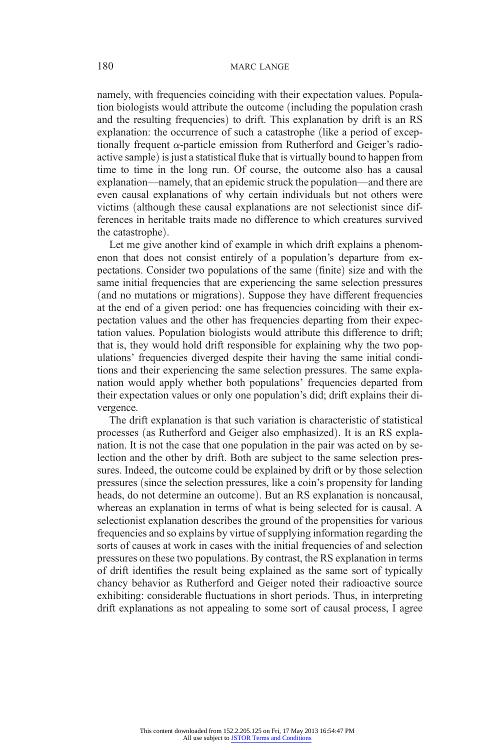namely, with frequencies coinciding with their expectation values. Population biologists would attribute the outcome (including the population crash and the resulting frequencies) to drift. This explanation by drift is an RS explanation: the occurrence of such a catastrophe (like a period of exceptionally frequent $\alpha$-particle emission from Rutherford and Geiger's radioactive sample) is just a statistical fluke that is virtually bound to happen from time to time in the long run. Of course, the outcome also has a causal explanation—namely, that an epidemic struck the population—and there are even causal explanations of why certain individuals but not others were victims (although these causal explanations are not selectionist since differences in heritable traits made no difference to which creatures survived the catastrophe).

Let me give another kind of example in which drift explains a phenomenon that does not consist entirely of a population's departure from expectations. Consider two populations of the same (finite) size and with the same initial frequencies that are experiencing the same selection pressures (and no mutations or migrations). Suppose they have different frequencies at the end of a given period: one has frequencies coinciding with their expectation values and the other has frequencies departing from their expectation values. Population biologists would attribute this difference to drift; that is, they would hold drift responsible for explaining why the two populations' frequencies diverged despite their having the same initial conditions and their experiencing the same selection pressures. The same explanation would apply whether both populations' frequencies departed from their expectation values or only one population's did; drift explains their divergence.

The drift explanation is that such variation is characteristic of statistical processes (as Rutherford and Geiger also emphasized). It is an RS explanation. It is not the case that one population in the pair was acted on by selection and the other by drift. Both are subject to the same selection pressures. Indeed, the outcome could be explained by drift or by those selection pressures (since the selection pressures, like a coin's propensity for landing heads, do not determine an outcome). But an RS explanation is noncausal, whereas an explanation in terms of what is being selected for is causal. A selectionist explanation describes the ground of the propensities for various frequencies and so explains by virtue of supplying information regarding the sorts of causes at work in cases with the initial frequencies of and selection pressures on these two populations. By contrast, the RS explanation in terms of drift identifies the result being explained as the same sort of typically chancy behavior as Rutherford and Geiger noted their radioactive source exhibiting: considerable fluctuations in short periods. Thus, in interpreting drift explanations as not appealing to some sort of causal process, I agree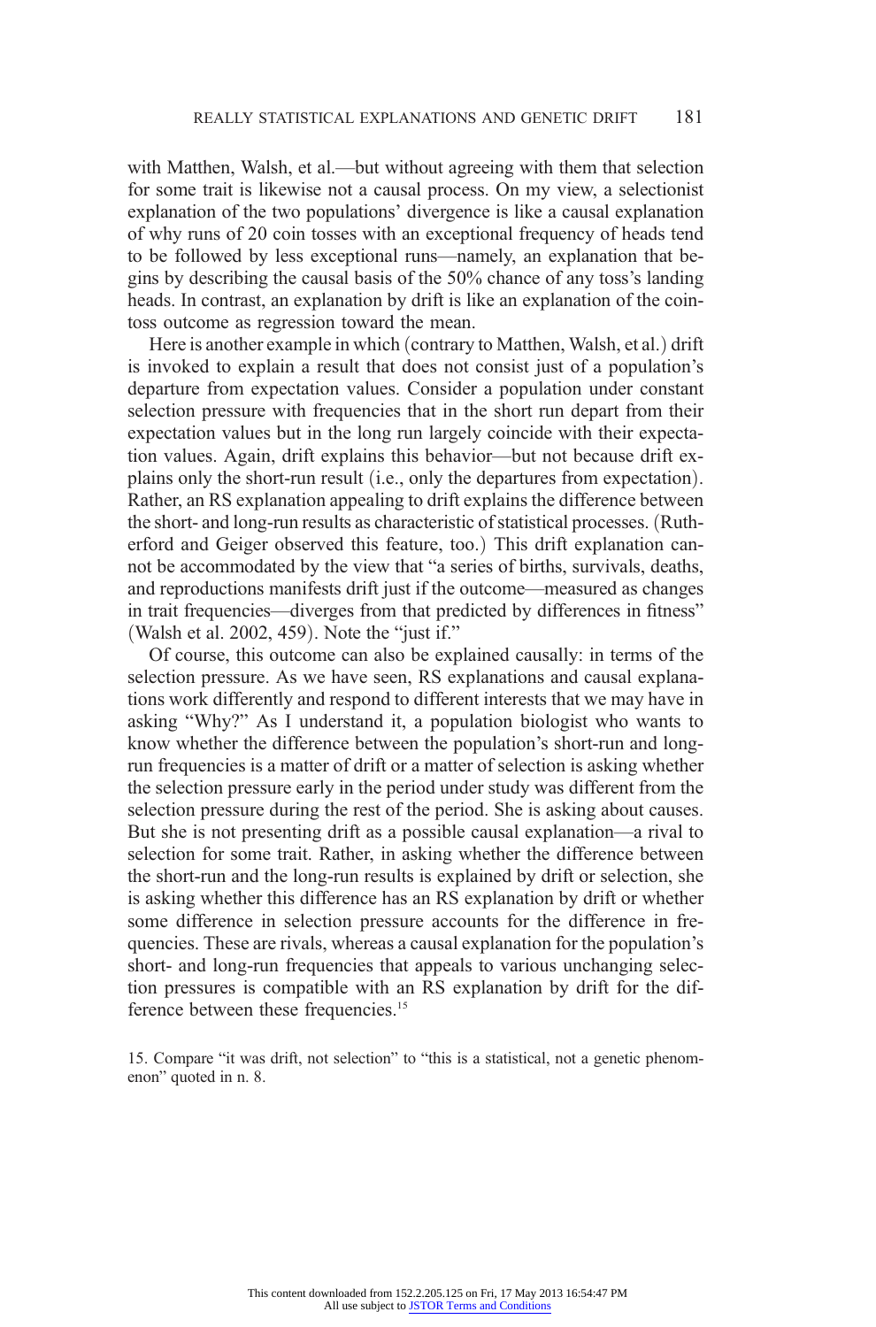with Matthen, Walsh, et al.—but without agreeing with them that selection for some trait is likewise not a causal process. On my view, a selectionist explanation of the two populations' divergence is like a causal explanation of why runs of 20 coin tosses with an exceptional frequency of heads tend to be followed by less exceptional runs—namely, an explanation that begins by describing the causal basis of the 50% chance of any toss's landing heads. In contrast, an explanation by drift is like an explanation of the coin-toss outcome as regression toward the mean.

Here is another example in which (contrary to Matthen, Walsh, et al.) drift is invoked to explain a result that does not consist just of a population's departure from expectation values. Consider a population under constant selection pressure with frequencies that in the short run depart from their expectation values but in the long run largely coincide with their expectation values. Again, drift explains this behavior—but not because drift explains only the short-run result (i.e., only the departures from expectation). Rather, an RS explanation appealing to drift explains the difference between the short- and long-run results as characteristic of statistical processes. (Rutherford and Geiger observed this feature, too.) This drift explanation cannot be accommodated by the view that "a series of births, survivals, deaths, and reproductions manifests drift just if the outcome—measured as changes in trait frequencies—diverges from that predicted by differences in fitness" (Walsh et al. 2002, 459). Note the "just if."

Of course, this outcome can also be explained causally: in terms of the selection pressure. As we have seen, RS explanations and causal explanations work differently and respond to different interests that we may have in asking "Why?" As I understand it, a population biologist who wants to know whether the difference between the population's short-run and long-run frequencies is a matter of drift or a matter of selection is asking whether the selection pressure early in the period under study was different from the selection pressure during the rest of the period. She is asking about causes. But she is not presenting drift as a possible causal explanation—a rival to selection for some trait. Rather, in asking whether the difference between the short-run and the long-run results is explained by drift or selection, she is asking whether this difference has an RS explanation by drift or whether some difference in selection pressure accounts for the difference in frequencies. These are rivals, whereas a causal explanation for the population's short- and long-run frequencies that appeals to various unchanging selection pressures is compatible with an RS explanation by drift for the difference between these frequencies.[15]

15. Compare "it was drift, not selection" to "this is a statistical, not a genetic phenomenon" quoted in n. 8.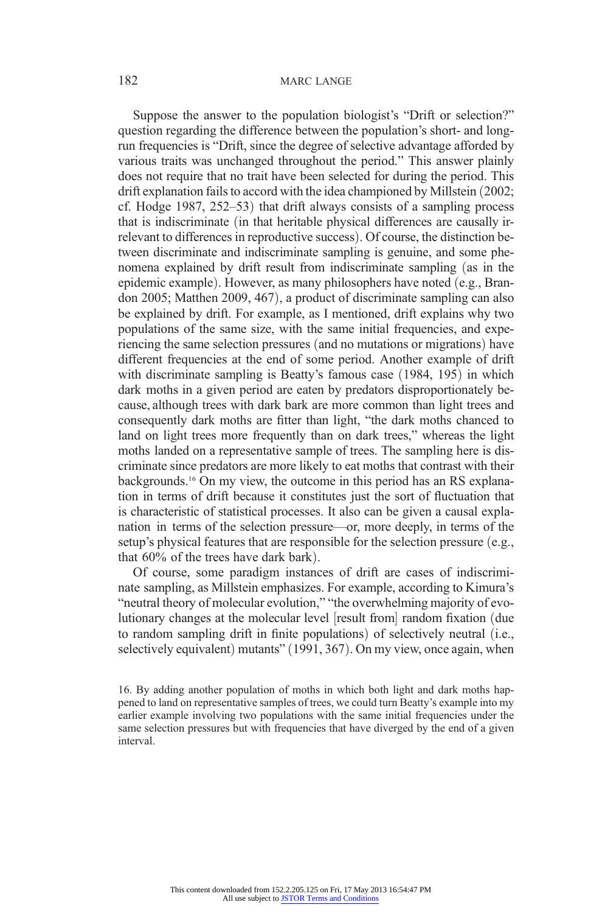Suppose the answer to the population biologist's "Drift or selection?" question regarding the difference between the population's short- and long-run frequencies is "Drift, since the degree of selective advantage afforded by various traits was unchanged throughout the period." This answer plainly does not require that no trait have been selected for during the period. This drift explanation fails to accord with the idea championed by Millstein (2002; cf. Hodge 1987, 252–53) that drift always consists of a sampling process that is indiscriminate (in that heritable physical differences are causally irrelevant to differences in reproductive success). Of course, the distinction between discriminate and indiscriminate sampling is genuine, and some phenomena explained by drift result from indiscriminate sampling (as in the epidemic example). However, as many philosophers have noted (e.g., Brandon 2005; Matthen 2009, 467), a product of discriminate sampling can also be explained by drift. For example, as I mentioned, drift explains why two populations of the same size, with the same initial frequencies, and experiencing the same selection pressures (and no mutations or migrations) have different frequencies at the end of some period. Another example of drift with discriminate sampling is Beatty's famous case (1984, 195) in which dark moths in a given period are eaten by predators disproportionately because, although trees with dark bark are more common than light trees and consequently dark moths are fitter than light, "the dark moths chanced to land on light trees more frequently than on dark trees," whereas the light moths landed on a representative sample of trees. The sampling here is discriminate since predators are more likely to eat moths that contrast with their backgrounds.[16] On my view, the outcome in this period has an RS explanation in terms of drift because it constitutes just the sort of fluctuation that is characteristic of statistical processes. It also can be given a causal explanation in terms of the selection pressure—or, more deeply, in terms of the setup's physical features that are responsible for the selection pressure (e.g., that 60% of the trees have dark bark).

Of course, some paradigm instances of drift are cases of indiscriminate sampling, as Millstein emphasizes. For example, according to Kimura's "neutral theory of molecular evolution," "the overwhelming majority of evolutionary changes at the molecular level [result from] random fixation (due to random sampling drift in finite populations) of selectively neutral (i.e., selectively equivalent) mutants" (1991, 367). On my view, once again, when

16. By adding another population of moths in which both light and dark moths happened to land on representative samples of trees, we could turn Beatty's example into my earlier example involving two populations with the same initial frequencies under the same selection pressures but with frequencies that have diverged by the end of a given interval.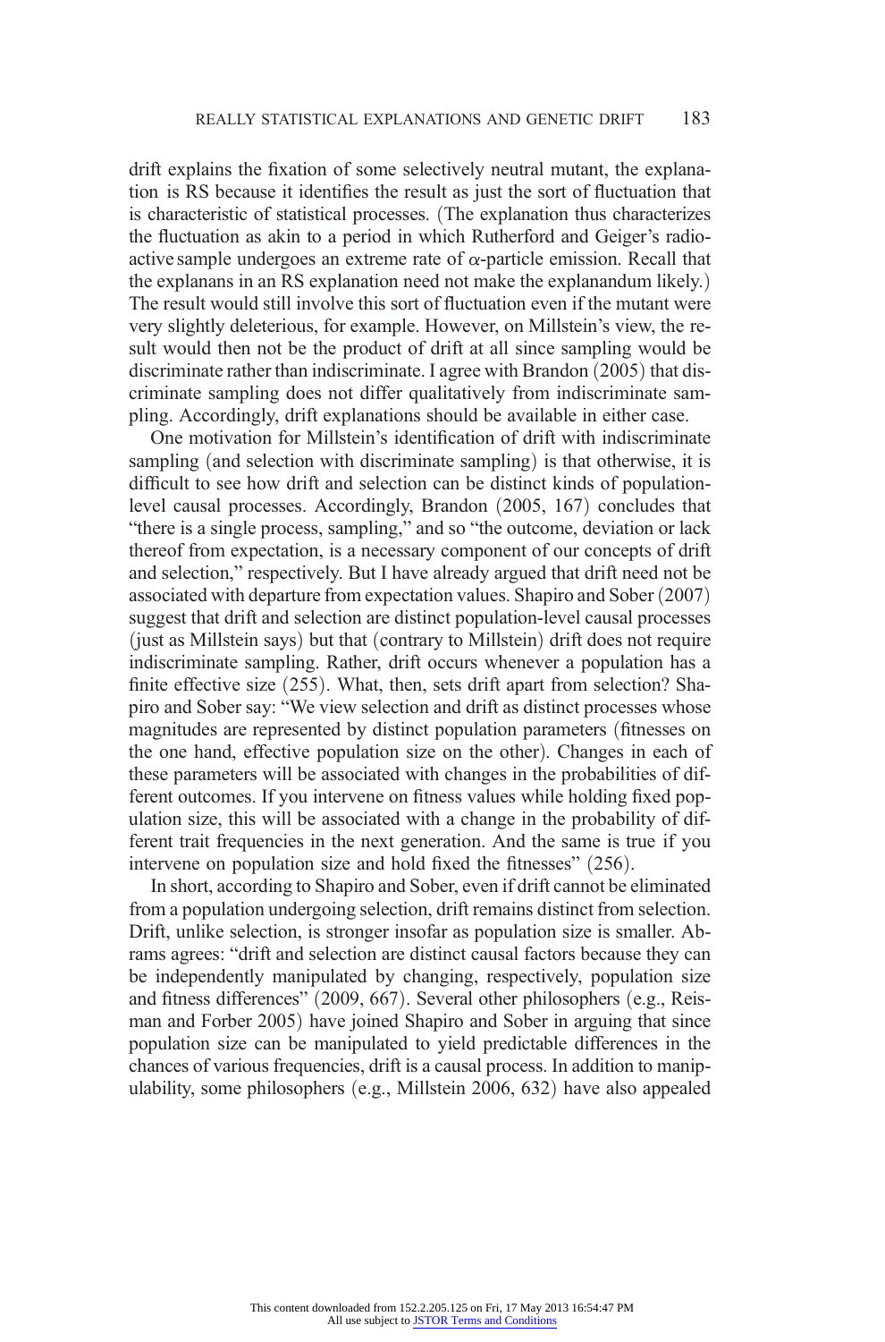drift explains the fixation of some selectively neutral mutant, the explanation is RS because it identifies the result as just the sort of fluctuation that is characteristic of statistical processes. (The explanation thus characterizes the fluctuation as akin to a period in which Rutherford and Geiger's radioactive sample undergoes an extreme rate of $\alpha$-particle emission. Recall that the explanans in an RS explanation need not make the explanandum likely.) The result would still involve this sort of fluctuation even if the mutant were very slightly deleterious, for example. However, on Millstein's view, the result would then not be the product of drift at all since sampling would be discriminate rather than indiscriminate. I agree with Brandon (2005) that discriminate sampling does not differ qualitatively from indiscriminate sampling. Accordingly, drift explanations should be available in either case.

One motivation for Millstein's identification of drift with indiscriminate sampling (and selection with discriminate sampling) is that otherwise, it is difficult to see how drift and selection can be distinct kinds of population-level causal processes. Accordingly, Brandon (2005, 167) concludes that "there is a single process, sampling," and so "the outcome, deviation or lack thereof from expectation, is a necessary component of our concepts of drift and selection," respectively. But I have already argued that drift need not be associated with departure from expectation values. Shapiro and Sober (2007) suggest that drift and selection are distinct population-level causal processes (just as Millstein says) but that (contrary to Millstein) drift does not require indiscriminate sampling. Rather, drift occurs whenever a population has a finite effective size (255). What, then, sets drift apart from selection? Shapiro and Sober say: "We view selection and drift as distinct processes whose magnitudes are represented by distinct population parameters (fitnesses on the one hand, effective population size on the other). Changes in each of these parameters will be associated with changes in the probabilities of different outcomes. If you intervene on fitness values while holding fixed population size, this will be associated with a change in the probability of different trait frequencies in the next generation. And the same is true if you intervene on population size and hold fixed the fitnesses" (256).

In short, according to Shapiro and Sober, even if drift cannot be eliminated from a population undergoing selection, drift remains distinct from selection. Drift, unlike selection, is stronger insofar as population size is smaller. Abrams agrees: "drift and selection are distinct causal factors because they can be independently manipulated by changing, respectively, population size and fitness differences" (2009, 667). Several other philosophers (e.g., Reisman and Forber 2005) have joined Shapiro and Sober in arguing that since population size can be manipulated to yield predictable differences in the chances of various frequencies, drift is a causal process. In addition to manipulability, some philosophers (e.g., Millstein 2006, 632) have also appealed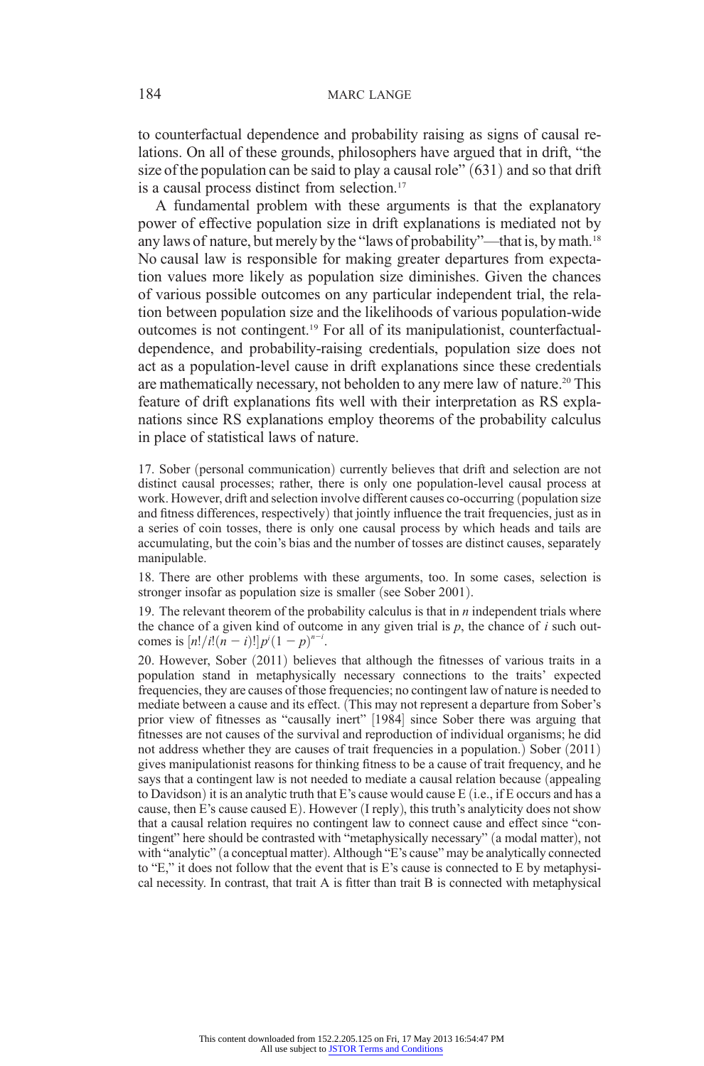to counterfactual dependence and probability raising as signs of causal relations. On all of these grounds, philosophers have argued that in drift, "the size of the population can be said to play a causal role" (631) and so that drift is a causal process distinct from selection.[17]

A fundamental problem with these arguments is that the explanatory power of effective population size in drift explanations is mediated not by any laws of nature, but merely by the "laws of probability"—that is, by math.[18] No causal law is responsible for making greater departures from expectation values more likely as population size diminishes. Given the chances of various possible outcomes on any particular independent trial, the relation between population size and the likelihoods of various population-wide outcomes is not contingent.[19] For all of its manipulationist, counterfactual-dependence, and probability-raising credentials, population size does not act as a population-level cause in drift explanations since these credentials are mathematically necessary, not beholden to any mere law of nature.[20] This feature of drift explanations fits well with their interpretation as RS explanations since RS explanations employ theorems of the probability calculus in place of statistical laws of nature.

17. Sober (personal communication) currently believes that drift and selection are not distinct causal processes; rather, there is only one population-level causal process at work. However, drift and selection involve different causes co-occurring (population size and fitness differences, respectively) that jointly influence the trait frequencies, just as in a series of coin tosses, there is only one causal process by which heads and tails are accumulating, but the coin's bias and the number of tosses are distinct causes, separately manipulable.

18. There are other problems with these arguments, too. In some cases, selection is stronger insofar as population size is smaller (see Sober 2001).

19. The relevant theorem of the probability calculus is that in $n$ independent trials where the chance of a given kind of outcome in any given trial is $p$, the chance of $i$ such outcomes is $[n!/i!(n-i)!]p^i(1-p)^{n-i}$.

20. However, Sober (2011) believes that although the fitnesses of various traits in a population stand in metaphysically necessary connections to the traits' expected frequencies, they are causes of those frequencies; no contingent law of nature is needed to mediate between a cause and its effect. (This may not represent a departure from Sober's prior view of fitnesses as "causally inert" [1984] since Sober there was arguing that fitnesses are not causes of the survival and reproduction of individual organisms; he did not address whether they are causes of trait frequencies in a population.) Sober (2011) gives manipulationist reasons for thinking fitness to be a cause of trait frequency, and he says that a contingent law is not needed to mediate a causal relation because (appealing to Davidson) it is an analytic truth that E's cause would cause E (i.e., if E occurs and has a cause, then E's cause caused E). However (I reply), this truth's analyticity does not show that a causal relation requires no contingent law to connect cause and effect since "contingent" here should be contrasted with "metaphysically necessary" (a modal matter), not with "analytic" (a conceptual matter). Although "E's cause" may be analytically connected to "E," it does not follow that the event that is E's cause is connected to E by metaphysical necessity. In contrast, that trait A is fitter than trait B is connected with metaphysical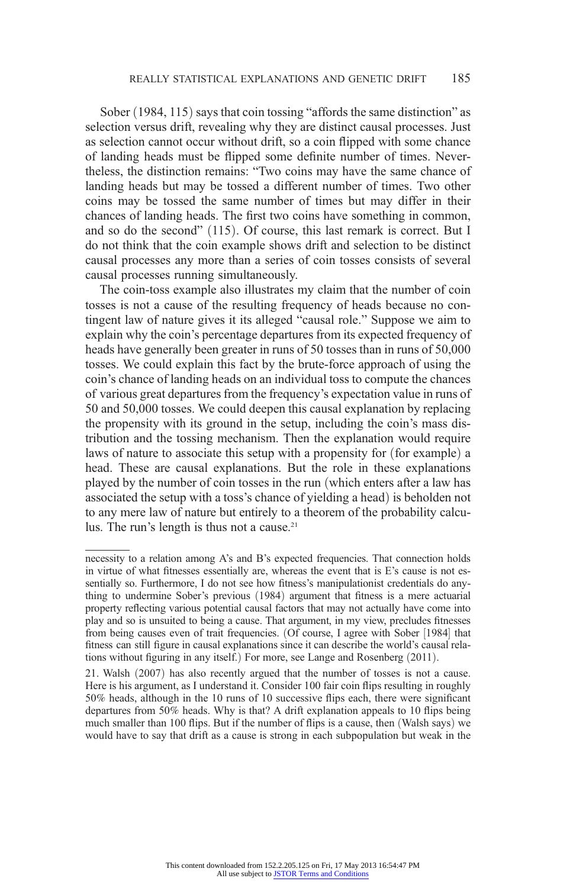Sober (1984, 115) says that coin tossing "affords the same distinction" as selection versus drift, revealing why they are distinct causal processes. Just as selection cannot occur without drift, so a coin flipped with some chance of landing heads must be flipped some definite number of times. Nevertheless, the distinction remains: "Two coins may have the same chance of landing heads but may be tossed a different number of times. Two other coins may be tossed the same number of times but may differ in their chances of landing heads. The first two coins have something in common, and so do the second" (115). Of course, this last remark is correct. But I do not think that the coin example shows drift and selection to be distinct causal processes any more than a series of coin tosses consists of several causal processes running simultaneously.

The coin-toss example also illustrates my claim that the number of coin tosses is not a cause of the resulting frequency of heads because no contingent law of nature gives it its alleged "causal role." Suppose we aim to explain why the coin's percentage departures from its expected frequency of heads have generally been greater in runs of 50 tosses than in runs of 50,000 tosses. We could explain this fact by the brute-force approach of using the coin's chance of landing heads on an individual toss to compute the chances of various great departures from the frequency's expectation value in runs of 50 and 50,000 tosses. We could deepen this causal explanation by replacing the propensity with its ground in the setup, including the coin's mass distribution and the tossing mechanism. Then the explanation would require laws of nature to associate this setup with a propensity for (for example) a head. These are causal explanations. But the role in these explanations played by the number of coin tosses in the run (which enters after a law has associated the setup with a toss's chance of yielding a head) is beholden not to any mere law of nature but entirely to a theorem of the probability calculus. The run's length is thus not a cause.[21]

---

necessity to a relation among A's and B's expected frequencies. That connection holds in virtue of what fitnesses essentially are, whereas the event that is E's cause is not essentially so. Furthermore, I do not see how fitness's manipulationist credentials do anything to undermine Sober's previous (1984) argument that fitness is a mere actuarial property reflecting various potential causal factors that may not actually have come into play and so is unsuited to being a cause. That argument, in my view, precludes fitnesses from being causes even of trait frequencies. (Of course, I agree with Sober [1984] that fitness can still figure in causal explanations since it can describe the world's causal relations without figuring in any itself.) For more, see Lange and Rosenberg (2011).

21. Walsh (2007) has also recently argued that the number of tosses is not a cause. Here is his argument, as I understand it. Consider 100 fair coin flips resulting in roughly 50% heads, although in the 10 runs of 10 successive flips each, there were significant departures from 50% heads. Why is that? A drift explanation appeals to 10 flips being much smaller than 100 flips. But if the number of flips is a cause, then (Walsh says) we would have to say that drift as a cause is strong in each subpopulation but weak in the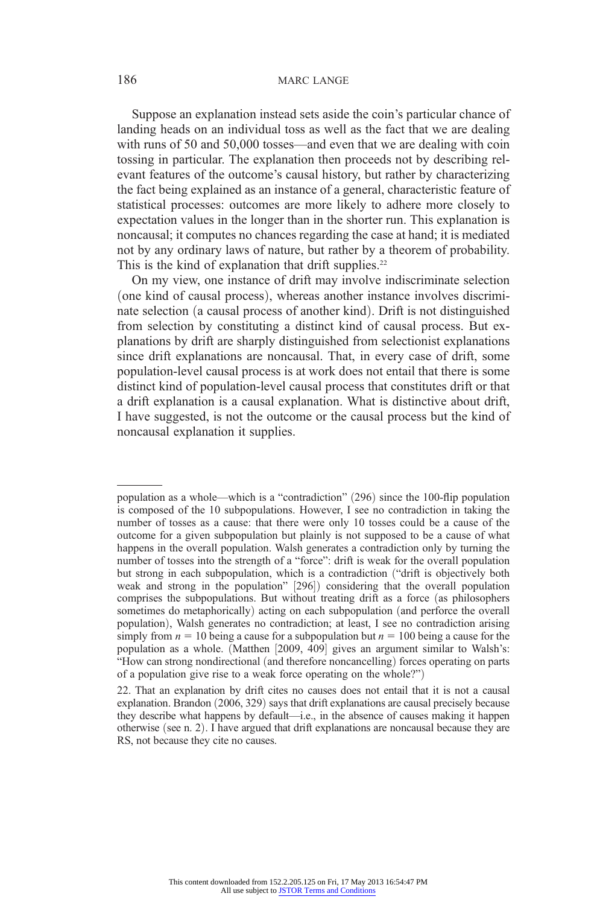Suppose an explanation instead sets aside the coin's particular chance of landing heads on an individual toss as well as the fact that we are dealing with runs of 50 and 50,000 tosses—and even that we are dealing with coin tossing in particular. The explanation then proceeds not by describing relevant features of the outcome's causal history, but rather by characterizing the fact being explained as an instance of a general, characteristic feature of statistical processes: outcomes are more likely to adhere more closely to expectation values in the longer than in the shorter run. This explanation is noncausal; it computes no chances regarding the case at hand; it is mediated not by any ordinary laws of nature, but rather by a theorem of probability. This is the kind of explanation that drift supplies.[22]

On my view, one instance of drift may involve indiscriminate selection (one kind of causal process), whereas another instance involves discriminate selection (a causal process of another kind). Drift is not distinguished from selection by constituting a distinct kind of causal process. But explanations by drift are sharply distinguished from selectionist explanations since drift explanations are noncausal. That, in every case of drift, some population-level causal process is at work does not entail that there is some distinct kind of population-level causal process that constitutes drift or that a drift explanation is a causal explanation. What is distinctive about drift, I have suggested, is not the outcome or the causal process but the kind of noncausal explanation it supplies.

---

population as a whole—which is a "contradiction" (296) since the 100-flip population is composed of the 10 subpopulations. However, I see no contradiction in taking the number of tosses as a cause: that there were only 10 tosses could be a cause of the outcome for a given subpopulation but plainly is not supposed to be a cause of what happens in the overall population. Walsh generates a contradiction only by turning the number of tosses into the strength of a "force": drift is weak for the overall population but strong in each subpopulation, which is a contradiction ("drift is objectively both weak and strong in the population" [296]) considering that the overall population comprises the subpopulations. But without treating drift as a force (as philosophers sometimes do metaphorically) acting on each subpopulation (and perforce the overall population), Walsh generates no contradiction; at least, I see no contradiction arising simply from $n = 10$ being a cause for a subpopulation but $n = 100$ being a cause for the population as a whole. (Matthen [2009, 409] gives an argument similar to Walsh's: "How can strong nondirectional (and therefore noncancelling) forces operating on parts of a population give rise to a weak force operating on the whole?")

22. That an explanation by drift cites no causes does not entail that it is not a causal explanation. Brandon (2006, 329) says that drift explanations are causal precisely because they describe what happens by default—i.e., in the absence of causes making it happen otherwise (see n. 2). I have argued that drift explanations are noncausal because they are RS, not because they cite no causes.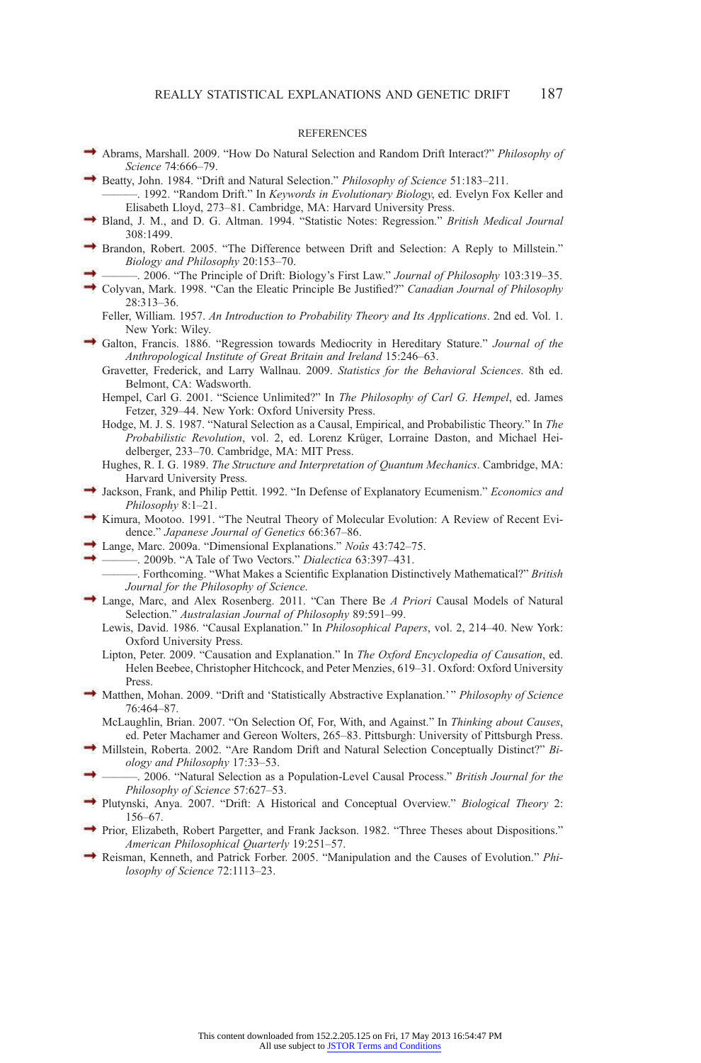## REFERENCES

Abrams, Marshall. 2009. "How Do Natural Selection and Random Drift Interact?" *Philosophy of Science* 74:666–79.

Beatty, John. 1984. "Drift and Natural Selection." *Philosophy of Science* 51:183–211.

———. 1992. "Random Drift." In *Keywords in Evolutionary Biology*, ed. Evelyn Fox Keller and Elisabeth Lloyd, 273–81. Cambridge, MA: Harvard University Press.

Bland, J. M., and D. G. Altman. 1994. "Statistic Notes: Regression." *British Medical Journal* 308:1499.

Brandon, Robert. 2005. "The Difference between Drift and Selection: A Reply to Millstein." *Biology and Philosophy* 20:153–70.

———. 2006. "The Principle of Drift: Biology's First Law." *Journal of Philosophy* 103:319–35.

Colyvan, Mark. 1998. "Can the Eleatic Principle Be Justified?" *Canadian Journal of Philosophy* 28:313–36.

Feller, William. 1957. *An Introduction to Probability Theory and Its Applications*. 2nd ed. Vol. 1. New York: Wiley.

Galton, Francis. 1886. "Regression towards Mediocrity in Hereditary Stature." *Journal of the Anthropological Institute of Great Britain and Ireland* 15:246–63.

Gravetter, Frederick, and Larry Wallnau. 2009. *Statistics for the Behavioral Sciences*. 8th ed. Belmont, CA: Wadsworth.

Hempel, Carl G. 2001. "Science Unlimited?" In *The Philosophy of Carl G. Hempel*, ed. James Fetzer, 329–44. New York: Oxford University Press.

Hodge, M. J. S. 1987. "Natural Selection as a Causal, Empirical, and Probabilistic Theory." In *The Probabilistic Revolution*, vol. 2, ed. Lorenz Krüger, Lorraine Daston, and Michael Heidelberger, 233–70. Cambridge, MA: MIT Press.

Hughes, R. I. G. 1989. *The Structure and Interpretation of Quantum Mechanics*. Cambridge, MA: Harvard University Press.

Jackson, Frank, and Philip Pettit. 1992. "In Defense of Explanatory Ecumenism." *Economics and Philosophy* 8:1–21.

Kimura, Mootoo. 1991. "The Neutral Theory of Molecular Evolution: A Review of Recent Evidence." *Japanese Journal of Genetics* 66:367–86.

Lange, Marc. 2009a. "Dimensional Explanations." *Noûs* 43:742–75.

———. 2009b. "A Tale of Two Vectors." *Dialectica* 63:397–431.

———. Forthcoming. "What Makes a Scientific Explanation Distinctively Mathematical?" *British Journal for the Philosophy of Science*.

Lange, Marc, and Alex Rosenberg. 2011. "Can There Be *A Priori* Causal Models of Natural Selection." *Australasian Journal of Philosophy* 89:591–99.

Lewis, David. 1986. "Causal Explanation." In *Philosophical Papers*, vol. 2, 214–40. New York: Oxford University Press.

Lipton, Peter. 2009. "Causation and Explanation." In *The Oxford Encyclopedia of Causation*, ed. Helen Beebee, Christopher Hitchcock, and Peter Menzies, 619–31. Oxford: Oxford University Press.

Matthen, Mohan. 2009. "Drift and 'Statistically Abstractive Explanation.'" *Philosophy of Science* 76:464–87.

McLaughlin, Brian. 2007. "On Selection Of, For, With, and Against." In *Thinking about Causes*, ed. Peter Machamer and Gereon Wolters, 265–83. Pittsburgh: University of Pittsburgh Press.

Millstein, Roberta. 2002. "Are Random Drift and Natural Selection Conceptually Distinct?" *Biology and Philosophy* 17:33–53.

———. 2006. "Natural Selection as a Population-Level Causal Process." *British Journal for the Philosophy of Science* 57:627–53.

Plutynski, Anya. 2007. "Drift: A Historical and Conceptual Overview." *Biological Theory* 2: 156–67.

Prior, Elizabeth, Robert Pargetter, and Frank Jackson. 1982. "Three Theses about Dispositions." *American Philosophical Quarterly* 19:251–57.

Reisman, Kenneth, and Patrick Forber. 2005. "Manipulation and the Causes of Evolution." *Philosophy of Science* 72:1113–23.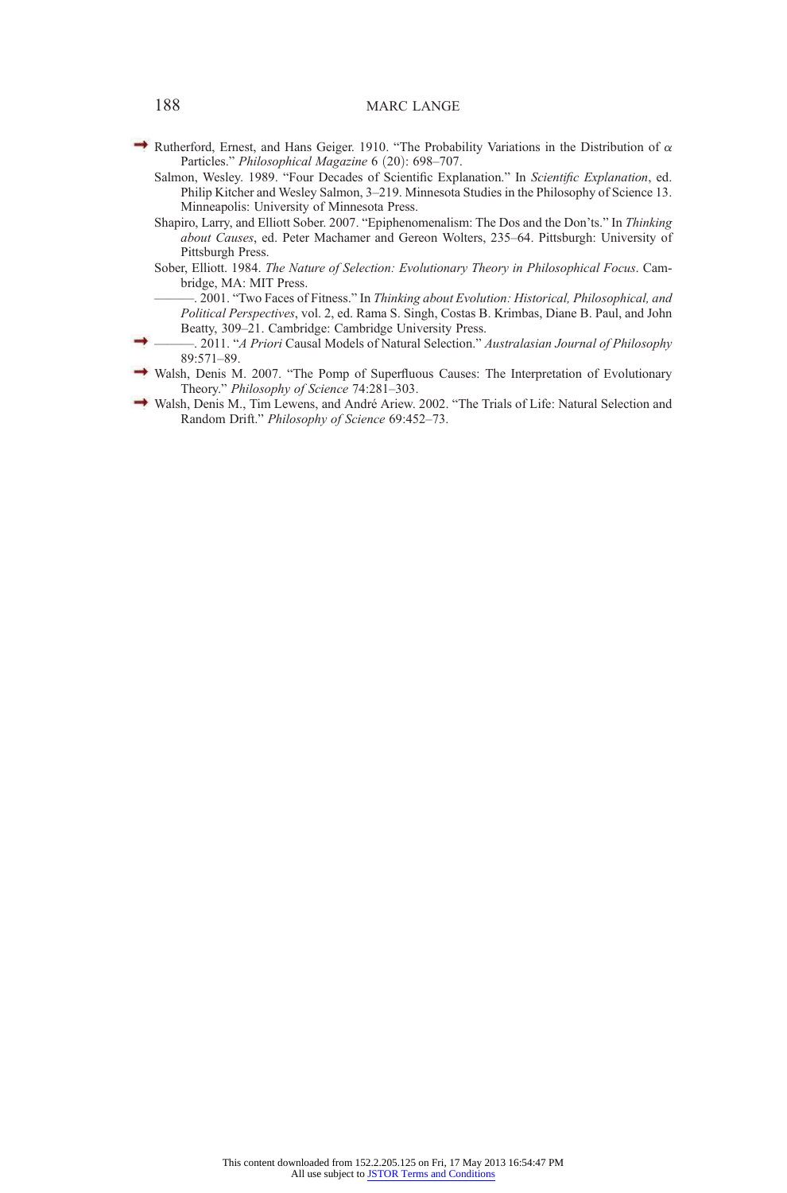Rutherford, Ernest, and Hans Geiger. 1910. "The Probability Variations in the Distribution of $\alpha$ Particles." *Philosophical Magazine* 6 (20): 698–707.

Salmon, Wesley. 1989. "Four Decades of Scientific Explanation." In *Scientific Explanation*, ed. Philip Kitcher and Wesley Salmon, 3–219. Minnesota Studies in the Philosophy of Science 13. Minneapolis: University of Minnesota Press.

Shapiro, Larry, and Elliott Sober. 2007. "Epiphenomenalism: The Dos and the Don'ts." In *Thinking about Causes*, ed. Peter Machamer and Gereon Wolters, 235–64. Pittsburgh: University of Pittsburgh Press.

Sober, Elliott. 1984. *The Nature of Selection: Evolutionary Theory in Philosophical Focus*. Cambridge, MA: MIT Press.

———. 2001. "Two Faces of Fitness." In *Thinking about Evolution: Historical, Philosophical, and Political Perspectives*, vol. 2, ed. Rama S. Singh, Costas B. Krimbas, Diane B. Paul, and John Beatty, 309–21. Cambridge: Cambridge University Press.

———. 2011. "*A Priori* Causal Models of Natural Selection." *Australasian Journal of Philosophy* 89:571–89.

Walsh, Denis M. 2007. "The Pomp of Superfluous Causes: The Interpretation of Evolutionary Theory." *Philosophy of Science* 74:281–303.

Walsh, Denis M., Tim Lewens, and André Ariew. 2002. "The Trials of Life: Natural Selection and Random Drift." *Philosophy of Science* 69:452–73.